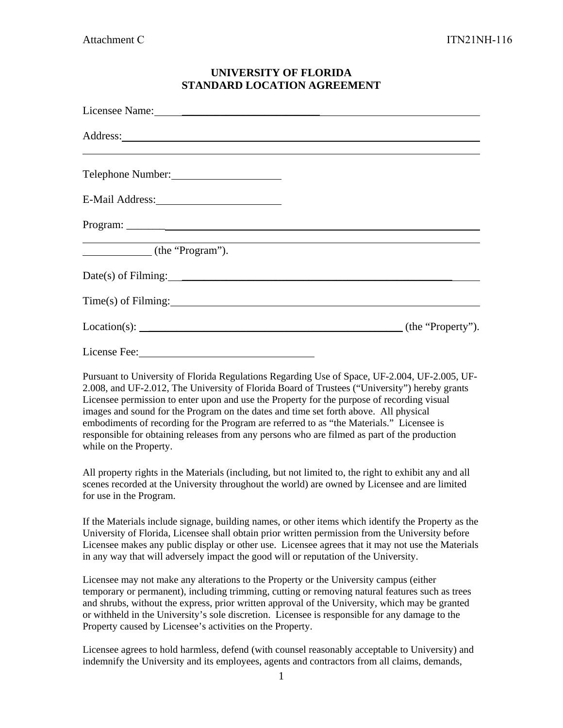# UNIVERSITY OF FLORIDA
# STANDARD LOCATION AGREEMENT

Licensee Name: ______________________________

Address: ______________________________________________________________

______________________________________________________________

Telephone Number: ____________________

E-Mail Address: ______________________

Program: ______________________________________________________________

______________________________________________________________

____________ (the "Program").

Date(s) of Filming: ______________________________________________________

Time(s) of Filming: ______________________________________________________

Location(s): _________________________________________________ (the "Property").

License Fee: ______________________________

Pursuant to University of Florida Regulations Regarding Use of Space, UF-2.004, UF-2.005, UF-2.008, and UF-2.012, The University of Florida Board of Trustees ("University") hereby grants Licensee permission to enter upon and use the Property for the purpose of recording visual images and sound for the Program on the dates and time set forth above. All physical embodiments of recording for the Program are referred to as "the Materials." Licensee is responsible for obtaining releases from any persons who are filmed as part of the production while on the Property.

All property rights in the Materials (including, but not limited to, the right to exhibit any and all scenes recorded at the University throughout the world) are owned by Licensee and are limited for use in the Program.

If the Materials include signage, building names, or other items which identify the Property as the University of Florida, Licensee shall obtain prior written permission from the University before Licensee makes any public display or other use. Licensee agrees that it may not use the Materials in any way that will adversely impact the good will or reputation of the University.

Licensee may not make any alterations to the Property or the University campus (either temporary or permanent), including trimming, cutting or removing natural features such as trees and shrubs, without the express, prior written approval of the University, which may be granted or withheld in the University's sole discretion. Licensee is responsible for any damage to the Property caused by Licensee's activities on the Property.

Licensee agrees to hold harmless, defend (with counsel reasonably acceptable to University) and indemnify the University and its employees, agents and contractors from all claims, demands,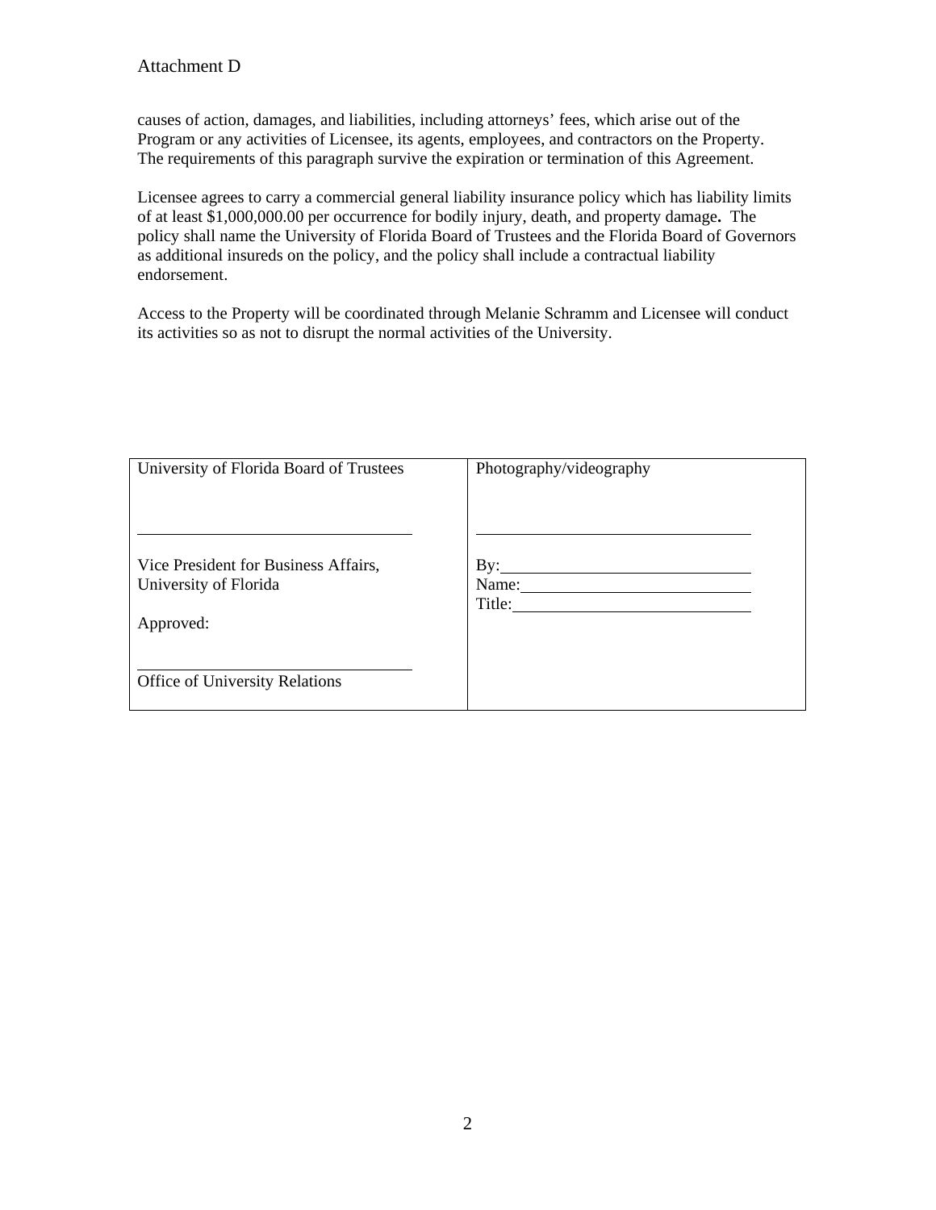Attachment D

causes of action, damages, and liabilities, including attorneys' fees, which arise out of the Program or any activities of Licensee, its agents, employees, and contractors on the Property. The requirements of this paragraph survive the expiration or termination of this Agreement.

Licensee agrees to carry a commercial general liability insurance policy which has liability limits of at least $1,000,000.00 per occurrence for bodily injury, death, and property damage**.** The policy shall name the University of Florida Board of Trustees and the Florida Board of Governors as additional insureds on the policy, and the policy shall include a contractual liability endorsement.

Access to the Property will be coordinated through Melanie Schramm and Licensee will conduct its activities so as not to disrupt the normal activities of the University.

| | |
|---|---|
| University of Florida Board of Trustees<br><br>\_\_\_\_\_\_\_\_\_\_\_\_\_\_\_\_\_\_\_\_\_\_\_\_\_\_\_\_\_\_<br>Vice President for Business Affairs,<br>University of Florida<br><br>Approved:<br><br>\_\_\_\_\_\_\_\_\_\_\_\_\_\_\_\_\_\_\_\_\_\_\_\_\_\_\_\_\_\_<br>Office of University Relations | Photography/videography<br><br>\_\_\_\_\_\_\_\_\_\_\_\_\_\_\_\_\_\_\_\_\_\_\_\_\_\_\_\_\_\_<br><br>By:\_\_\_\_\_\_\_\_\_\_\_\_\_\_\_\_\_\_\_\_\_\_\_\_\_\_<br>Name:\_\_\_\_\_\_\_\_\_\_\_\_\_\_\_\_\_\_\_\_\_\_\_\_<br>Title:\_\_\_\_\_\_\_\_\_\_\_\_\_\_\_\_\_\_\_\_\_\_\_\_\_ |